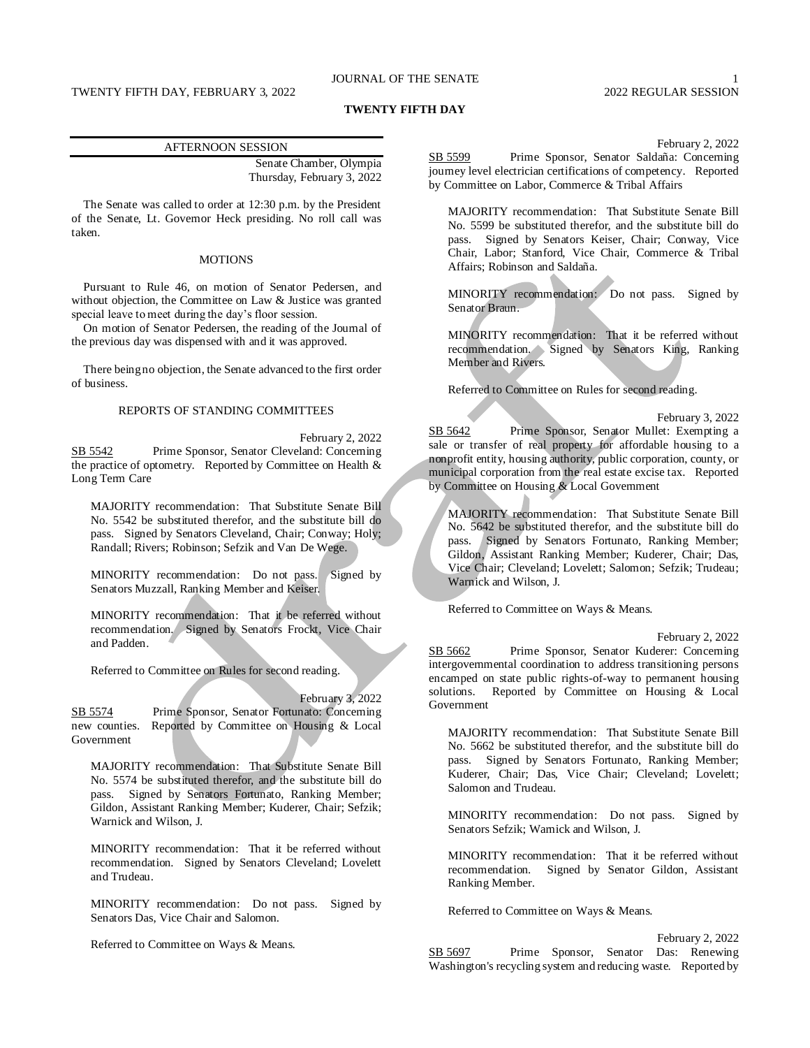# TWENTY FIFTH DAY

## AFTERNOON SESSION

Senate Chamber, Olympia
Thursday, February 3, 2022

The Senate was called to order at 12:30 p.m. by the President of the Senate, Lt. Governor Heck presiding. No roll call was taken.

### MOTIONS

Pursuant to Rule 46, on motion of Senator Pedersen, and without objection, the Committee on Law & Justice was granted special leave to meet during the day's floor session.

On motion of Senator Pedersen, the reading of the Journal of the previous day was dispensed with and it was approved.

There being no objection, the Senate advanced to the first order of business.

### REPORTS OF STANDING COMMITTEES

February 2, 2022

SB 5542 Prime Sponsor, Senator Cleveland: Concerning the practice of optometry. Reported by Committee on Health & Long Term Care

MAJORITY recommendation: That Substitute Senate Bill No. 5542 be substituted therefor, and the substitute bill do pass. Signed by Senators Cleveland, Chair; Conway; Holy; Randall; Rivers; Robinson; Sefzik and Van De Wege.

MINORITY recommendation: Do not pass. Signed by Senators Muzzall, Ranking Member and Keiser.

MINORITY recommendation: That it be referred without recommendation. Signed by Senators Frockt, Vice Chair and Padden.

Referred to Committee on Rules for second reading.

February 3, 2022

SB 5574 Prime Sponsor, Senator Fortunato: Concerning new counties. Reported by Committee on Housing & Local Government

MAJORITY recommendation: That Substitute Senate Bill No. 5574 be substituted therefor, and the substitute bill do pass. Signed by Senators Fortunato, Ranking Member; Gildon, Assistant Ranking Member; Kuderer, Chair; Sefzik; Warnick and Wilson, J.

MINORITY recommendation: That it be referred without recommendation. Signed by Senators Cleveland; Lovelett and Trudeau.

MINORITY recommendation: Do not pass. Signed by Senators Das, Vice Chair and Salomon.

Referred to Committee on Ways & Means.

February 2, 2022

SB 5599 Prime Sponsor, Senator Saldaña: Concerning journey level electrician certifications of competency. Reported by Committee on Labor, Commerce & Tribal Affairs

MAJORITY recommendation: That Substitute Senate Bill No. 5599 be substituted therefor, and the substitute bill do pass. Signed by Senators Keiser, Chair; Conway, Vice Chair, Labor; Stanford, Vice Chair, Commerce & Tribal Affairs; Robinson and Saldaña.

MINORITY recommendation: Do not pass. Signed by Senator Braun.

MINORITY recommendation: That it be referred without recommendation. Signed by Senators King, Ranking Member and Rivers.

Referred to Committee on Rules for second reading.

February 3, 2022

SB 5642 Prime Sponsor, Senator Mullet: Exempting a sale or transfer of real property for affordable housing to a nonprofit entity, housing authority, public corporation, county, or municipal corporation from the real estate excise tax. Reported by Committee on Housing & Local Government

MAJORITY recommendation: That Substitute Senate Bill No. 5642 be substituted therefor, and the substitute bill do pass. Signed by Senators Fortunato, Ranking Member; Gildon, Assistant Ranking Member; Kuderer, Chair; Das, Vice Chair; Cleveland; Lovelett; Salomon; Sefzik; Trudeau; Warnick and Wilson, J.

Referred to Committee on Ways & Means.

February 2, 2022

SB 5662 Prime Sponsor, Senator Kuderer: Concerning intergovernmental coordination to address transitioning persons encamped on state public rights-of-way to permanent housing solutions. Reported by Committee on Housing & Local Government

MAJORITY recommendation: That Substitute Senate Bill No. 5662 be substituted therefor, and the substitute bill do pass. Signed by Senators Fortunato, Ranking Member; Kuderer, Chair; Das, Vice Chair; Cleveland; Lovelett; Salomon and Trudeau.

MINORITY recommendation: Do not pass. Signed by Senators Sefzik; Warnick and Wilson, J.

MINORITY recommendation: That it be referred without recommendation. Signed by Senator Gildon, Assistant Ranking Member.

Referred to Committee on Ways & Means.

February 2, 2022

SB 5697 Prime Sponsor, Senator Das: Renewing Washington's recycling system and reducing waste. Reported by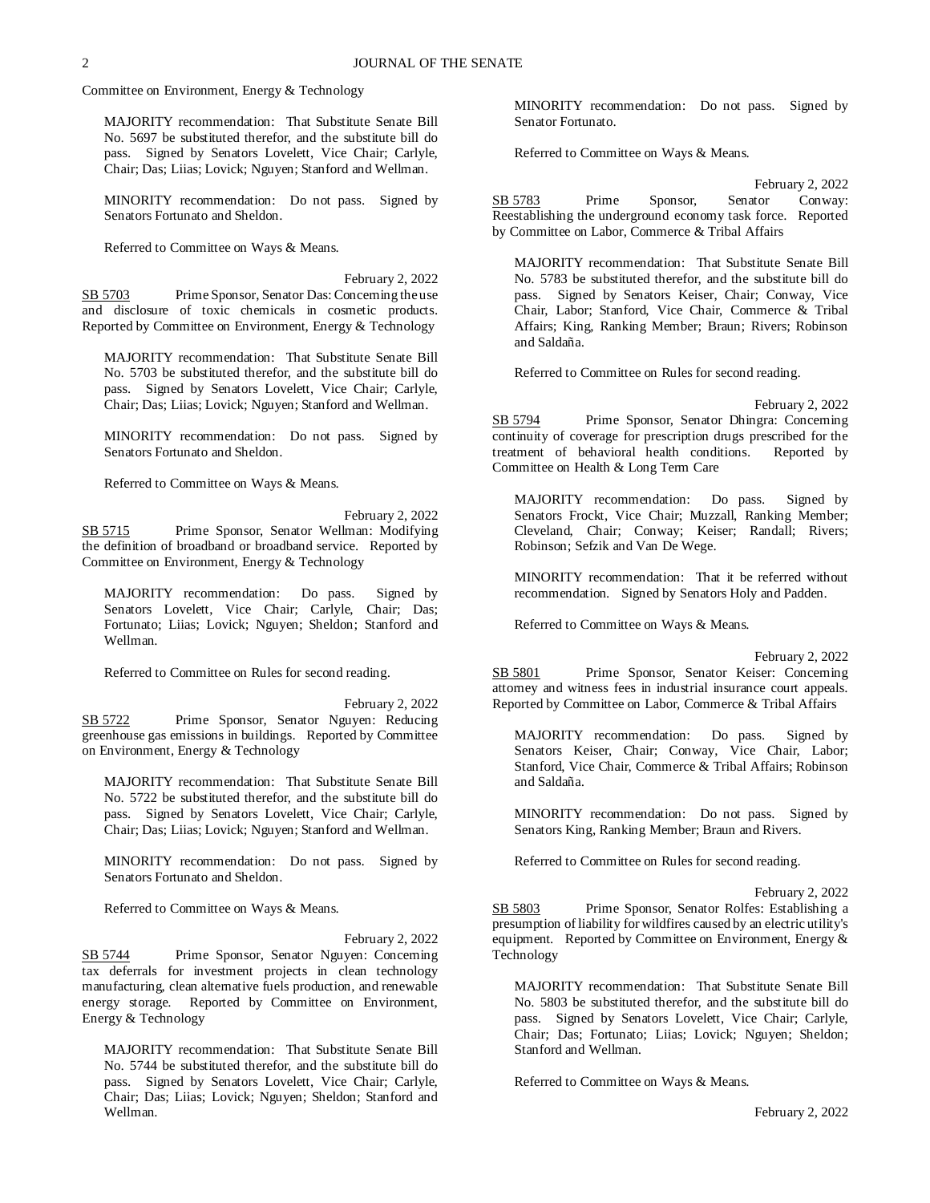Committee on Environment, Energy & Technology

MAJORITY recommendation: That Substitute Senate Bill No. 5697 be substituted therefor, and the substitute bill do pass. Signed by Senators Lovelett, Vice Chair; Carlyle, Chair; Das; Liias; Lovick; Nguyen; Stanford and Wellman.

MINORITY recommendation: Do not pass. Signed by Senators Fortunato and Sheldon.

Referred to Committee on Ways & Means.

February 2, 2022

SB 5703 Prime Sponsor, Senator Das: Concerning the use and disclosure of toxic chemicals in cosmetic products. Reported by Committee on Environment, Energy & Technology

MAJORITY recommendation: That Substitute Senate Bill No. 5703 be substituted therefor, and the substitute bill do pass. Signed by Senators Lovelett, Vice Chair; Carlyle, Chair; Das; Liias; Lovick; Nguyen; Stanford and Wellman.

MINORITY recommendation: Do not pass. Signed by Senators Fortunato and Sheldon.

Referred to Committee on Ways & Means.

February 2, 2022

SB 5715 Prime Sponsor, Senator Wellman: Modifying the definition of broadband or broadband service. Reported by Committee on Environment, Energy & Technology

MAJORITY recommendation: Do pass. Signed by Senators Lovelett, Vice Chair; Carlyle, Chair; Das; Fortunato; Liias; Lovick; Nguyen; Sheldon; Stanford and Wellman.

Referred to Committee on Rules for second reading.

February 2, 2022

SB 5722 Prime Sponsor, Senator Nguyen: Reducing greenhouse gas emissions in buildings. Reported by Committee on Environment, Energy & Technology

MAJORITY recommendation: That Substitute Senate Bill No. 5722 be substituted therefor, and the substitute bill do pass. Signed by Senators Lovelett, Vice Chair; Carlyle, Chair; Das; Liias; Lovick; Nguyen; Stanford and Wellman.

MINORITY recommendation: Do not pass. Signed by Senators Fortunato and Sheldon.

Referred to Committee on Ways & Means.

February 2, 2022

SB 5744 Prime Sponsor, Senator Nguyen: Concerning tax deferrals for investment projects in clean technology manufacturing, clean alternative fuels production, and renewable energy storage. Reported by Committee on Environment, Energy & Technology

MAJORITY recommendation: That Substitute Senate Bill No. 5744 be substituted therefor, and the substitute bill do pass. Signed by Senators Lovelett, Vice Chair; Carlyle, Chair; Das; Liias; Lovick; Nguyen; Sheldon; Stanford and Wellman.

MINORITY recommendation: Do not pass. Signed by Senator Fortunato.

Referred to Committee on Ways & Means.

February 2, 2022

SB 5783 Prime Sponsor, Senator Conway: Reestablishing the underground economy task force. Reported by Committee on Labor, Commerce & Tribal Affairs

MAJORITY recommendation: That Substitute Senate Bill No. 5783 be substituted therefor, and the substitute bill do pass. Signed by Senators Keiser, Chair; Conway, Vice Chair, Labor; Stanford, Vice Chair, Commerce & Tribal Affairs; King, Ranking Member; Braun; Rivers; Robinson and Saldaña.

Referred to Committee on Rules for second reading.

February 2, 2022

SB 5794 Prime Sponsor, Senator Dhingra: Concerning continuity of coverage for prescription drugs prescribed for the treatment of behavioral health conditions. Reported by Committee on Health & Long Term Care

MAJORITY recommendation: Do pass. Signed by Senators Frockt, Vice Chair; Muzzall, Ranking Member; Cleveland, Chair; Conway; Keiser; Randall; Rivers; Robinson; Sefzik and Van De Wege.

MINORITY recommendation: That it be referred without recommendation. Signed by Senators Holy and Padden.

Referred to Committee on Ways & Means.

February 2, 2022

SB 5801 Prime Sponsor, Senator Keiser: Concerning attorney and witness fees in industrial insurance court appeals. Reported by Committee on Labor, Commerce & Tribal Affairs

MAJORITY recommendation: Do pass. Signed by Senators Keiser, Chair; Conway, Vice Chair, Labor; Stanford, Vice Chair, Commerce & Tribal Affairs; Robinson and Saldaña.

MINORITY recommendation: Do not pass. Signed by Senators King, Ranking Member; Braun and Rivers.

Referred to Committee on Rules for second reading.

February 2, 2022

SB 5803 Prime Sponsor, Senator Rolfes: Establishing a presumption of liability for wildfires caused by an electric utility's equipment. Reported by Committee on Environment, Energy & Technology

MAJORITY recommendation: That Substitute Senate Bill No. 5803 be substituted therefor, and the substitute bill do pass. Signed by Senators Lovelett, Vice Chair; Carlyle, Chair; Das; Fortunato; Liias; Lovick; Nguyen; Sheldon; Stanford and Wellman.

Referred to Committee on Ways & Means.

February 2, 2022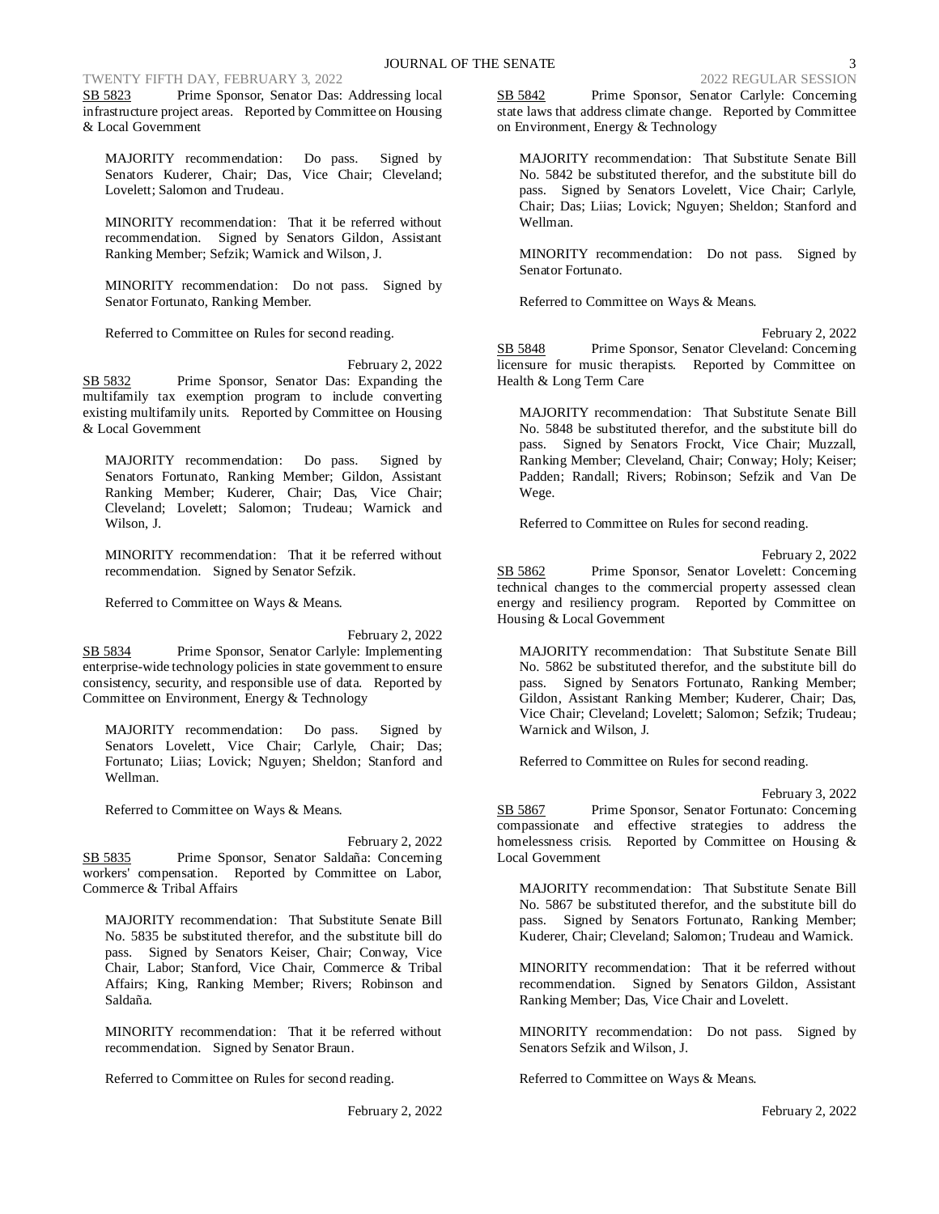SB 5823 Prime Sponsor, Senator Das: Addressing local infrastructure project areas. Reported by Committee on Housing & Local Government

MAJORITY recommendation: Do pass. Signed by Senators Kuderer, Chair; Das, Vice Chair; Cleveland; Lovelett; Salomon and Trudeau.

MINORITY recommendation: That it be referred without recommendation. Signed by Senators Gildon, Assistant Ranking Member; Sefzik; Warnick and Wilson, J.

MINORITY recommendation: Do not pass. Signed by Senator Fortunato, Ranking Member.

Referred to Committee on Rules for second reading.

February 2, 2022

SB 5832 Prime Sponsor, Senator Das: Expanding the multifamily tax exemption program to include converting existing multifamily units. Reported by Committee on Housing & Local Government

MAJORITY recommendation: Do pass. Signed by Senators Fortunato, Ranking Member; Gildon, Assistant Ranking Member; Kuderer, Chair; Das, Vice Chair; Cleveland; Lovelett; Salomon; Trudeau; Warnick and Wilson, J.

MINORITY recommendation: That it be referred without recommendation. Signed by Senator Sefzik.

Referred to Committee on Ways & Means.

February 2, 2022

SB 5834 Prime Sponsor, Senator Carlyle: Implementing enterprise-wide technology policies in state government to ensure consistency, security, and responsible use of data. Reported by Committee on Environment, Energy & Technology

MAJORITY recommendation: Do pass. Signed by Senators Lovelett, Vice Chair; Carlyle, Chair; Das; Fortunato; Liias; Lovick; Nguyen; Sheldon; Stanford and Wellman.

Referred to Committee on Ways & Means.

February 2, 2022

SB 5835 Prime Sponsor, Senator Saldaña: Concerning workers' compensation. Reported by Committee on Labor, Commerce & Tribal Affairs

MAJORITY recommendation: That Substitute Senate Bill No. 5835 be substituted therefor, and the substitute bill do pass. Signed by Senators Keiser, Chair; Conway, Vice Chair, Labor; Stanford, Vice Chair, Commerce & Tribal Affairs; King, Ranking Member; Rivers; Robinson and Saldaña.

MINORITY recommendation: That it be referred without recommendation. Signed by Senator Braun.

Referred to Committee on Rules for second reading.

February 2, 2022

SB 5842 Prime Sponsor, Senator Carlyle: Concerning state laws that address climate change. Reported by Committee on Environment, Energy & Technology

MAJORITY recommendation: That Substitute Senate Bill No. 5842 be substituted therefor, and the substitute bill do pass. Signed by Senators Lovelett, Vice Chair; Carlyle, Chair; Das; Liias; Lovick; Nguyen; Sheldon; Stanford and Wellman.

MINORITY recommendation: Do not pass. Signed by Senator Fortunato.

Referred to Committee on Ways & Means.

February 2, 2022

SB 5848 Prime Sponsor, Senator Cleveland: Concerning licensure for music therapists. Reported by Committee on Health & Long Term Care

MAJORITY recommendation: That Substitute Senate Bill No. 5848 be substituted therefor, and the substitute bill do pass. Signed by Senators Frockt, Vice Chair; Muzzall, Ranking Member; Cleveland, Chair; Conway; Holy; Keiser; Padden; Randall; Rivers; Robinson; Sefzik and Van De Wege.

Referred to Committee on Rules for second reading.

February 2, 2022

SB 5862 Prime Sponsor, Senator Lovelett: Concerning technical changes to the commercial property assessed clean energy and resiliency program. Reported by Committee on Housing & Local Government

MAJORITY recommendation: That Substitute Senate Bill No. 5862 be substituted therefor, and the substitute bill do pass. Signed by Senators Fortunato, Ranking Member; Gildon, Assistant Ranking Member; Kuderer, Chair; Das, Vice Chair; Cleveland; Lovelett; Salomon; Sefzik; Trudeau; Warnick and Wilson, J.

Referred to Committee on Rules for second reading.

February 3, 2022

SB 5867 Prime Sponsor, Senator Fortunato: Concerning compassionate and effective strategies to address the homelessness crisis. Reported by Committee on Housing & Local Government

MAJORITY recommendation: That Substitute Senate Bill No. 5867 be substituted therefor, and the substitute bill do pass. Signed by Senators Fortunato, Ranking Member; Kuderer, Chair; Cleveland; Salomon; Trudeau and Warnick.

MINORITY recommendation: That it be referred without recommendation. Signed by Senators Gildon, Assistant Ranking Member; Das, Vice Chair and Lovelett.

MINORITY recommendation: Do not pass. Signed by Senators Sefzik and Wilson, J.

Referred to Committee on Ways & Means.

February 2, 2022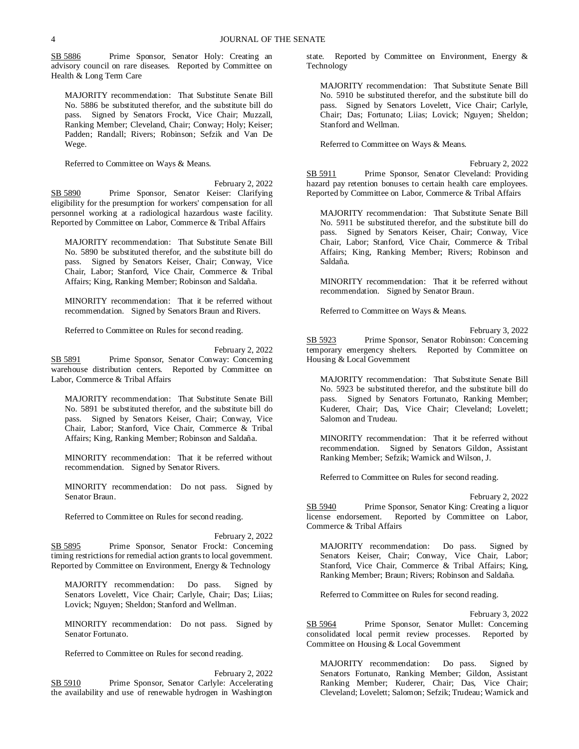SB 5886 Prime Sponsor, Senator Holy: Creating an advisory council on rare diseases. Reported by Committee on Health & Long Term Care

MAJORITY recommendation: That Substitute Senate Bill No. 5886 be substituted therefor, and the substitute bill do pass. Signed by Senators Frockt, Vice Chair; Muzzall, Ranking Member; Cleveland, Chair; Conway; Holy; Keiser; Padden; Randall; Rivers; Robinson; Sefzik and Van De Wege.

Referred to Committee on Ways & Means.

February 2, 2022

SB 5890 Prime Sponsor, Senator Keiser: Clarifying eligibility for the presumption for workers' compensation for all personnel working at a radiological hazardous waste facility. Reported by Committee on Labor, Commerce & Tribal Affairs

MAJORITY recommendation: That Substitute Senate Bill No. 5890 be substituted therefor, and the substitute bill do pass. Signed by Senators Keiser, Chair; Conway, Vice Chair, Labor; Stanford, Vice Chair, Commerce & Tribal Affairs; King, Ranking Member; Robinson and Saldaña.

MINORITY recommendation: That it be referred without recommendation. Signed by Senators Braun and Rivers.

Referred to Committee on Rules for second reading.

February 2, 2022

SB 5891 Prime Sponsor, Senator Conway: Concerning warehouse distribution centers. Reported by Committee on Labor, Commerce & Tribal Affairs

MAJORITY recommendation: That Substitute Senate Bill No. 5891 be substituted therefor, and the substitute bill do pass. Signed by Senators Keiser, Chair; Conway, Vice Chair, Labor; Stanford, Vice Chair, Commerce & Tribal Affairs; King, Ranking Member; Robinson and Saldaña.

MINORITY recommendation: That it be referred without recommendation. Signed by Senator Rivers.

MINORITY recommendation: Do not pass. Signed by Senator Braun.

Referred to Committee on Rules for second reading.

February 2, 2022

SB 5895 Prime Sponsor, Senator Frockt: Concerning timing restrictions for remedial action grants to local government. Reported by Committee on Environment, Energy & Technology

MAJORITY recommendation: Do pass. Signed by Senators Lovelett, Vice Chair; Carlyle, Chair; Das; Liias; Lovick; Nguyen; Sheldon; Stanford and Wellman.

MINORITY recommendation: Do not pass. Signed by Senator Fortunato.

Referred to Committee on Rules for second reading.

February 2, 2022

SB 5910 Prime Sponsor, Senator Carlyle: Accelerating the availability and use of renewable hydrogen in Washington state. Reported by Committee on Environment, Energy & Technology

MAJORITY recommendation: That Substitute Senate Bill No. 5910 be substituted therefor, and the substitute bill do pass. Signed by Senators Lovelett, Vice Chair; Carlyle, Chair; Das; Fortunato; Liias; Lovick; Nguyen; Sheldon; Stanford and Wellman.

Referred to Committee on Ways & Means.

February 2, 2022

SB 5911 Prime Sponsor, Senator Cleveland: Providing hazard pay retention bonuses to certain health care employees. Reported by Committee on Labor, Commerce & Tribal Affairs

MAJORITY recommendation: That Substitute Senate Bill No. 5911 be substituted therefor, and the substitute bill do pass. Signed by Senators Keiser, Chair; Conway, Vice Chair, Labor; Stanford, Vice Chair, Commerce & Tribal Affairs; King, Ranking Member; Rivers; Robinson and Saldaña.

MINORITY recommendation: That it be referred without recommendation. Signed by Senator Braun.

Referred to Committee on Ways & Means.

February 3, 2022

SB 5923 Prime Sponsor, Senator Robinson: Concerning temporary emergency shelters. Reported by Committee on Housing & Local Government

MAJORITY recommendation: That Substitute Senate Bill No. 5923 be substituted therefor, and the substitute bill do pass. Signed by Senators Fortunato, Ranking Member; Kuderer, Chair; Das, Vice Chair; Cleveland; Lovelett; Salomon and Trudeau.

MINORITY recommendation: That it be referred without recommendation. Signed by Senators Gildon, Assistant Ranking Member; Sefzik; Warnick and Wilson, J.

Referred to Committee on Rules for second reading.

February 2, 2022

SB 5940 Prime Sponsor, Senator King: Creating a liquor license endorsement. Reported by Committee on Labor, Commerce & Tribal Affairs

MAJORITY recommendation: Do pass. Signed by Senators Keiser, Chair; Conway, Vice Chair, Labor; Stanford, Vice Chair, Commerce & Tribal Affairs; King, Ranking Member; Braun; Rivers; Robinson and Saldaña.

Referred to Committee on Rules for second reading.

February 3, 2022

SB 5964 Prime Sponsor, Senator Mullet: Concerning consolidated local permit review processes. Reported by Committee on Housing & Local Government

MAJORITY recommendation: Do pass. Signed by Senators Fortunato, Ranking Member; Gildon, Assistant Ranking Member; Kuderer, Chair; Das, Vice Chair; Cleveland; Lovelett; Salomon; Sefzik; Trudeau; Warnick and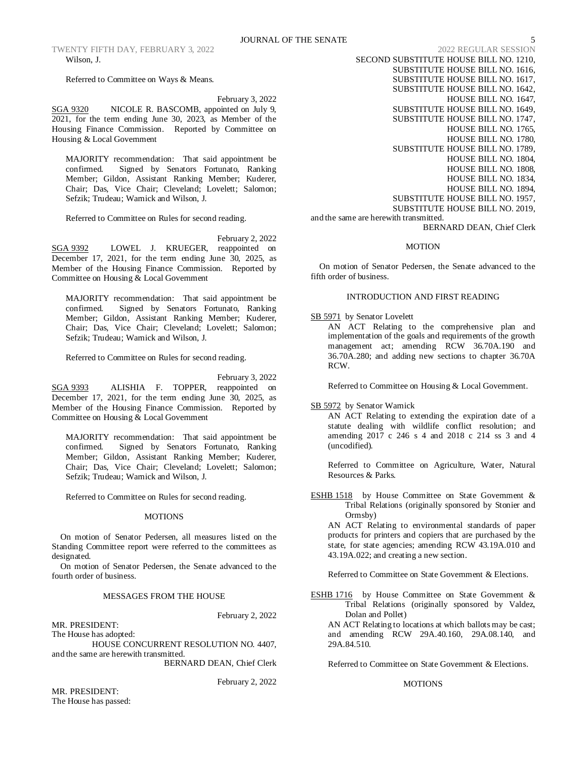Wilson, J.

Referred to Committee on Ways & Means.

February 3, 2022

SGA 9320 NICOLE R. BASCOMB, appointed on July 9, 2021, for the term ending June 30, 2023, as Member of the Housing Finance Commission. Reported by Committee on Housing & Local Government

MAJORITY recommendation: That said appointment be confirmed. Signed by Senators Fortunato, Ranking Member; Gildon, Assistant Ranking Member; Kuderer, Chair; Das, Vice Chair; Cleveland; Lovelett; Salomon; Sefzik; Trudeau; Warnick and Wilson, J.

Referred to Committee on Rules for second reading.

February 2, 2022

SGA 9392 LOWEL J. KRUEGER, reappointed on December 17, 2021, for the term ending June 30, 2025, as Member of the Housing Finance Commission. Reported by Committee on Housing & Local Government

MAJORITY recommendation: That said appointment be confirmed. Signed by Senators Fortunato, Ranking Member; Gildon, Assistant Ranking Member; Kuderer, Chair; Das, Vice Chair; Cleveland; Lovelett; Salomon; Sefzik; Trudeau; Warnick and Wilson, J.

Referred to Committee on Rules for second reading.

February 3, 2022

SGA 9393 ALISHIA F. TOPPER, reappointed on December 17, 2021, for the term ending June 30, 2025, as Member of the Housing Finance Commission. Reported by Committee on Housing & Local Government

MAJORITY recommendation: That said appointment be confirmed. Signed by Senators Fortunato, Ranking Member; Gildon, Assistant Ranking Member; Kuderer, Chair; Das, Vice Chair; Cleveland; Lovelett; Salomon; Sefzik; Trudeau; Warnick and Wilson, J.

Referred to Committee on Rules for second reading.

MOTIONS

On motion of Senator Pedersen, all measures listed on the Standing Committee report were referred to the committees as designated.

On motion of Senator Pedersen, the Senate advanced to the fourth order of business.

MESSAGES FROM THE HOUSE

February 2, 2022

MR. PRESIDENT:
The House has adopted:
HOUSE CONCURRENT RESOLUTION NO. 4407,
and the same are herewith transmitted.

BERNARD DEAN, Chief Clerk

February 2, 2022

MR. PRESIDENT:
The House has passed:
SECOND SUBSTITUTE HOUSE BILL NO. 1210,
SUBSTITUTE HOUSE BILL NO. 1616,
SUBSTITUTE HOUSE BILL NO. 1617,
SUBSTITUTE HOUSE BILL NO. 1642,
HOUSE BILL NO. 1647,
SUBSTITUTE HOUSE BILL NO. 1649,
SUBSTITUTE HOUSE BILL NO. 1747,
HOUSE BILL NO. 1765,
HOUSE BILL NO. 1780,
SUBSTITUTE HOUSE BILL NO. 1789,
HOUSE BILL NO. 1804,
HOUSE BILL NO. 1808,
HOUSE BILL NO. 1834,
HOUSE BILL NO. 1894,
SUBSTITUTE HOUSE BILL NO. 1957,
SUBSTITUTE HOUSE BILL NO. 2019,
and the same are herewith transmitted.

BERNARD DEAN, Chief Clerk

MOTION

On motion of Senator Pedersen, the Senate advanced to the fifth order of business.

INTRODUCTION AND FIRST READING

SB 5971 by Senator Lovelett

AN ACT Relating to the comprehensive plan and implementation of the goals and requirements of the growth management act; amending RCW 36.70A.190 and 36.70A.280; and adding new sections to chapter 36.70A RCW.

Referred to Committee on Housing & Local Government.

SB 5972 by Senator Warnick

AN ACT Relating to extending the expiration date of a statute dealing with wildlife conflict resolution; and amending 2017 c 246 s 4 and 2018 c 214 ss 3 and 4 (uncodified).

Referred to Committee on Agriculture, Water, Natural Resources & Parks.

ESHB 1518 by House Committee on State Government & Tribal Relations (originally sponsored by Stonier and Ormsby)

AN ACT Relating to environmental standards of paper products for printers and copiers that are purchased by the state, for state agencies; amending RCW 43.19A.010 and 43.19A.022; and creating a new section.

Referred to Committee on State Government & Elections.

ESHB 1716 by House Committee on State Government & Tribal Relations (originally sponsored by Valdez, Dolan and Pollet)

AN ACT Relating to locations at which ballots may be cast; and amending RCW 29A.40.160, 29A.08.140, and 29A.84.510.

Referred to Committee on State Government & Elections.

MOTIONS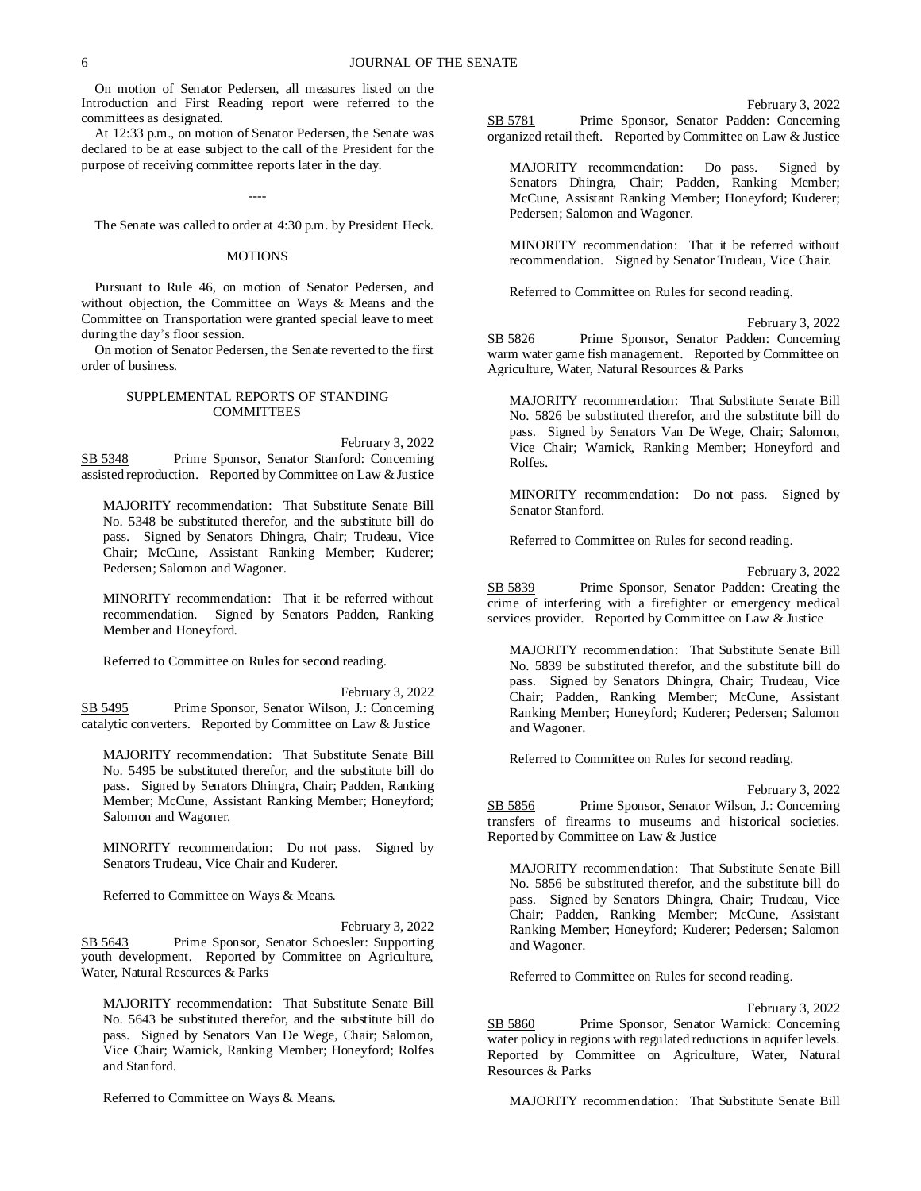On motion of Senator Pedersen, all measures listed on the Introduction and First Reading report were referred to the committees as designated.

At 12:33 p.m., on motion of Senator Pedersen, the Senate was declared to be at ease subject to the call of the President for the purpose of receiving committee reports later in the day.

----

The Senate was called to order at 4:30 p.m. by President Heck.

MOTIONS

Pursuant to Rule 46, on motion of Senator Pedersen, and without objection, the Committee on Ways & Means and the Committee on Transportation were granted special leave to meet during the day's floor session.

On motion of Senator Pedersen, the Senate reverted to the first order of business.

SUPPLEMENTAL REPORTS OF STANDING COMMITTEES

February 3, 2022

SB 5348 Prime Sponsor, Senator Stanford: Concerning assisted reproduction. Reported by Committee on Law & Justice

MAJORITY recommendation: That Substitute Senate Bill No. 5348 be substituted therefor, and the substitute bill do pass. Signed by Senators Dhingra, Chair; Trudeau, Vice Chair; McCune, Assistant Ranking Member; Kuderer; Pedersen; Salomon and Wagoner.

MINORITY recommendation: That it be referred without recommendation. Signed by Senators Padden, Ranking Member and Honeyford.

Referred to Committee on Rules for second reading.

February 3, 2022

SB 5495 Prime Sponsor, Senator Wilson, J.: Concerning catalytic converters. Reported by Committee on Law & Justice

MAJORITY recommendation: That Substitute Senate Bill No. 5495 be substituted therefor, and the substitute bill do pass. Signed by Senators Dhingra, Chair; Padden, Ranking Member; McCune, Assistant Ranking Member; Honeyford; Salomon and Wagoner.

MINORITY recommendation: Do not pass. Signed by Senators Trudeau, Vice Chair and Kuderer.

Referred to Committee on Ways & Means.

February 3, 2022

SB 5643 Prime Sponsor, Senator Schoesler: Supporting youth development. Reported by Committee on Agriculture, Water, Natural Resources & Parks

MAJORITY recommendation: That Substitute Senate Bill No. 5643 be substituted therefor, and the substitute bill do pass. Signed by Senators Van De Wege, Chair; Salomon, Vice Chair; Warnick, Ranking Member; Honeyford; Rolfes and Stanford.

Referred to Committee on Ways & Means.

February 3, 2022

SB 5781 Prime Sponsor, Senator Padden: Concerning organized retail theft. Reported by Committee on Law & Justice

MAJORITY recommendation: Do pass. Signed by Senators Dhingra, Chair; Padden, Ranking Member; McCune, Assistant Ranking Member; Honeyford; Kuderer; Pedersen; Salomon and Wagoner.

MINORITY recommendation: That it be referred without recommendation. Signed by Senator Trudeau, Vice Chair.

Referred to Committee on Rules for second reading.

February 3, 2022

SB 5826 Prime Sponsor, Senator Padden: Concerning warm water game fish management. Reported by Committee on Agriculture, Water, Natural Resources & Parks

MAJORITY recommendation: That Substitute Senate Bill No. 5826 be substituted therefor, and the substitute bill do pass. Signed by Senators Van De Wege, Chair; Salomon, Vice Chair; Warnick, Ranking Member; Honeyford and Rolfes.

MINORITY recommendation: Do not pass. Signed by Senator Stanford.

Referred to Committee on Rules for second reading.

February 3, 2022

SB 5839 Prime Sponsor, Senator Padden: Creating the crime of interfering with a firefighter or emergency medical services provider. Reported by Committee on Law & Justice

MAJORITY recommendation: That Substitute Senate Bill No. 5839 be substituted therefor, and the substitute bill do pass. Signed by Senators Dhingra, Chair; Trudeau, Vice Chair; Padden, Ranking Member; McCune, Assistant Ranking Member; Honeyford; Kuderer; Pedersen; Salomon and Wagoner.

Referred to Committee on Rules for second reading.

February 3, 2022

SB 5856 Prime Sponsor, Senator Wilson, J.: Concerning transfers of firearms to museums and historical societies. Reported by Committee on Law & Justice

MAJORITY recommendation: That Substitute Senate Bill No. 5856 be substituted therefor, and the substitute bill do pass. Signed by Senators Dhingra, Chair; Trudeau, Vice Chair; Padden, Ranking Member; McCune, Assistant Ranking Member; Honeyford; Kuderer; Pedersen; Salomon and Wagoner.

Referred to Committee on Rules for second reading.

February 3, 2022

SB 5860 Prime Sponsor, Senator Warnick: Concerning water policy in regions with regulated reductions in aquifer levels. Reported by Committee on Agriculture, Water, Natural Resources & Parks

MAJORITY recommendation: That Substitute Senate Bill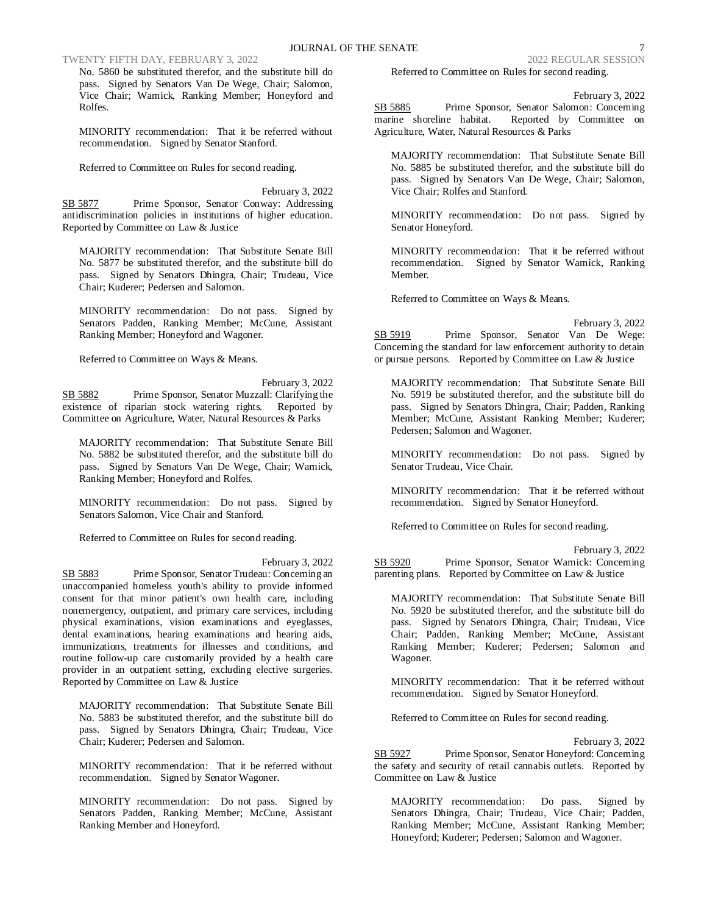No. 5860 be substituted therefor, and the substitute bill do pass. Signed by Senators Van De Wege, Chair; Salomon, Vice Chair; Warnick, Ranking Member; Honeyford and Rolfes.

MINORITY recommendation: That it be referred without recommendation. Signed by Senator Stanford.

Referred to Committee on Rules for second reading.

February 3, 2022

SB 5877 Prime Sponsor, Senator Conway: Addressing antidiscrimination policies in institutions of higher education. Reported by Committee on Law & Justice

MAJORITY recommendation: That Substitute Senate Bill No. 5877 be substituted therefor, and the substitute bill do pass. Signed by Senators Dhingra, Chair; Trudeau, Vice Chair; Kuderer; Pedersen and Salomon.

MINORITY recommendation: Do not pass. Signed by Senators Padden, Ranking Member; McCune, Assistant Ranking Member; Honeyford and Wagoner.

Referred to Committee on Ways & Means.

February 3, 2022

SB 5882 Prime Sponsor, Senator Muzzall: Clarifying the existence of riparian stock watering rights. Reported by Committee on Agriculture, Water, Natural Resources & Parks

MAJORITY recommendation: That Substitute Senate Bill No. 5882 be substituted therefor, and the substitute bill do pass. Signed by Senators Van De Wege, Chair; Warnick, Ranking Member; Honeyford and Rolfes.

MINORITY recommendation: Do not pass. Signed by Senators Salomon, Vice Chair and Stanford.

Referred to Committee on Rules for second reading.

February 3, 2022

SB 5883 Prime Sponsor, Senator Trudeau: Concerning an unaccompanied homeless youth's ability to provide informed consent for that minor patient's own health care, including nonemergency, outpatient, and primary care services, including physical examinations, vision examinations and eyeglasses, dental examinations, hearing examinations and hearing aids, immunizations, treatments for illnesses and conditions, and routine follow-up care customarily provided by a health care provider in an outpatient setting, excluding elective surgeries. Reported by Committee on Law & Justice

MAJORITY recommendation: That Substitute Senate Bill No. 5883 be substituted therefor, and the substitute bill do pass. Signed by Senators Dhingra, Chair; Trudeau, Vice Chair; Kuderer; Pedersen and Salomon.

MINORITY recommendation: That it be referred without recommendation. Signed by Senator Wagoner.

MINORITY recommendation: Do not pass. Signed by Senators Padden, Ranking Member; McCune, Assistant Ranking Member and Honeyford.

Referred to Committee on Rules for second reading.

February 3, 2022

SB 5885 Prime Sponsor, Senator Salomon: Concerning marine shoreline habitat. Reported by Committee on Agriculture, Water, Natural Resources & Parks

MAJORITY recommendation: That Substitute Senate Bill No. 5885 be substituted therefor, and the substitute bill do pass. Signed by Senators Van De Wege, Chair; Salomon, Vice Chair; Rolfes and Stanford.

MINORITY recommendation: Do not pass. Signed by Senator Honeyford.

MINORITY recommendation: That it be referred without recommendation. Signed by Senator Warnick, Ranking Member.

Referred to Committee on Ways & Means.

February 3, 2022

SB 5919 Prime Sponsor, Senator Van De Wege: Concerning the standard for law enforcement authority to detain or pursue persons. Reported by Committee on Law & Justice

MAJORITY recommendation: That Substitute Senate Bill No. 5919 be substituted therefor, and the substitute bill do pass. Signed by Senators Dhingra, Chair; Padden, Ranking Member; McCune, Assistant Ranking Member; Kuderer; Pedersen; Salomon and Wagoner.

MINORITY recommendation: Do not pass. Signed by Senator Trudeau, Vice Chair.

MINORITY recommendation: That it be referred without recommendation. Signed by Senator Honeyford.

Referred to Committee on Rules for second reading.

February 3, 2022

SB 5920 Prime Sponsor, Senator Warnick: Concerning parenting plans. Reported by Committee on Law & Justice

MAJORITY recommendation: That Substitute Senate Bill No. 5920 be substituted therefor, and the substitute bill do pass. Signed by Senators Dhingra, Chair; Trudeau, Vice Chair; Padden, Ranking Member; McCune, Assistant Ranking Member; Kuderer; Pedersen; Salomon and Wagoner.

MINORITY recommendation: That it be referred without recommendation. Signed by Senator Honeyford.

Referred to Committee on Rules for second reading.

February 3, 2022

SB 5927 Prime Sponsor, Senator Honeyford: Concerning the safety and security of retail cannabis outlets. Reported by Committee on Law & Justice

MAJORITY recommendation: Do pass. Signed by Senators Dhingra, Chair; Trudeau, Vice Chair; Padden, Ranking Member; McCune, Assistant Ranking Member; Honeyford; Kuderer; Pedersen; Salomon and Wagoner.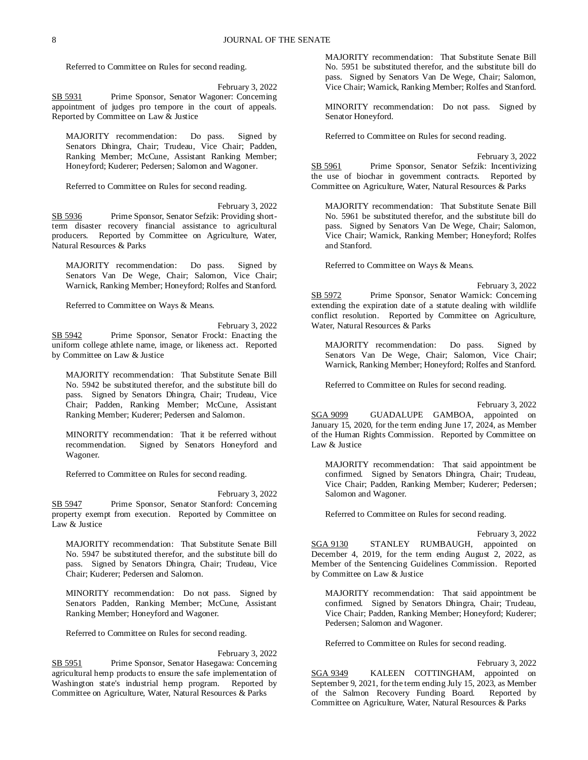Referred to Committee on Rules for second reading.

February 3, 2022

SB 5931 Prime Sponsor, Senator Wagoner: Concerning appointment of judges pro tempore in the court of appeals. Reported by Committee on Law & Justice

MAJORITY recommendation: Do pass. Signed by Senators Dhingra, Chair; Trudeau, Vice Chair; Padden, Ranking Member; McCune, Assistant Ranking Member; Honeyford; Kuderer; Pedersen; Salomon and Wagoner.

Referred to Committee on Rules for second reading.

February 3, 2022

SB 5936 Prime Sponsor, Senator Sefzik: Providing short-term disaster recovery financial assistance to agricultural producers. Reported by Committee on Agriculture, Water, Natural Resources & Parks

MAJORITY recommendation: Do pass. Signed by Senators Van De Wege, Chair; Salomon, Vice Chair; Warnick, Ranking Member; Honeyford; Rolfes and Stanford.

Referred to Committee on Ways & Means.

February 3, 2022

SB 5942 Prime Sponsor, Senator Frockt: Enacting the uniform college athlete name, image, or likeness act. Reported by Committee on Law & Justice

MAJORITY recommendation: That Substitute Senate Bill No. 5942 be substituted therefor, and the substitute bill do pass. Signed by Senators Dhingra, Chair; Trudeau, Vice Chair; Padden, Ranking Member; McCune, Assistant Ranking Member; Kuderer; Pedersen and Salomon.

MINORITY recommendation: That it be referred without recommendation. Signed by Senators Honeyford and Wagoner.

Referred to Committee on Rules for second reading.

February 3, 2022

SB 5947 Prime Sponsor, Senator Stanford: Concerning property exempt from execution. Reported by Committee on Law & Justice

MAJORITY recommendation: That Substitute Senate Bill No. 5947 be substituted therefor, and the substitute bill do pass. Signed by Senators Dhingra, Chair; Trudeau, Vice Chair; Kuderer; Pedersen and Salomon.

MINORITY recommendation: Do not pass. Signed by Senators Padden, Ranking Member; McCune, Assistant Ranking Member; Honeyford and Wagoner.

Referred to Committee on Rules for second reading.

February 3, 2022

SB 5951 Prime Sponsor, Senator Hasegawa: Concerning agricultural hemp products to ensure the safe implementation of Washington state's industrial hemp program. Reported by Committee on Agriculture, Water, Natural Resources & Parks

MAJORITY recommendation: That Substitute Senate Bill No. 5951 be substituted therefor, and the substitute bill do pass. Signed by Senators Van De Wege, Chair; Salomon, Vice Chair; Warnick, Ranking Member; Rolfes and Stanford.

MINORITY recommendation: Do not pass. Signed by Senator Honeyford.

Referred to Committee on Rules for second reading.

February 3, 2022

SB 5961 Prime Sponsor, Senator Sefzik: Incentivizing the use of biochar in government contracts. Reported by Committee on Agriculture, Water, Natural Resources & Parks

MAJORITY recommendation: That Substitute Senate Bill No. 5961 be substituted therefor, and the substitute bill do pass. Signed by Senators Van De Wege, Chair; Salomon, Vice Chair; Warnick, Ranking Member; Honeyford; Rolfes and Stanford.

Referred to Committee on Ways & Means.

February 3, 2022

SB 5972 Prime Sponsor, Senator Warnick: Concerning extending the expiration date of a statute dealing with wildlife conflict resolution. Reported by Committee on Agriculture, Water, Natural Resources & Parks

MAJORITY recommendation: Do pass. Signed by Senators Van De Wege, Chair; Salomon, Vice Chair; Warnick, Ranking Member; Honeyford; Rolfes and Stanford.

Referred to Committee on Rules for second reading.

February 3, 2022

SGA 9099 GUADALUPE GAMBOA, appointed on January 15, 2020, for the term ending June 17, 2024, as Member of the Human Rights Commission. Reported by Committee on Law & Justice

MAJORITY recommendation: That said appointment be confirmed. Signed by Senators Dhingra, Chair; Trudeau, Vice Chair; Padden, Ranking Member; Kuderer; Pedersen; Salomon and Wagoner.

Referred to Committee on Rules for second reading.

February 3, 2022

SGA 9130 STANLEY RUMBAUGH, appointed on December 4, 2019, for the term ending August 2, 2022, as Member of the Sentencing Guidelines Commission. Reported by Committee on Law & Justice

MAJORITY recommendation: That said appointment be confirmed. Signed by Senators Dhingra, Chair; Trudeau, Vice Chair; Padden, Ranking Member; Honeyford; Kuderer; Pedersen; Salomon and Wagoner.

Referred to Committee on Rules for second reading.

February 3, 2022

SGA 9349 KALEEN COTTINGHAM, appointed on September 9, 2021, for the term ending July 15, 2023, as Member of the Salmon Recovery Funding Board. Reported by Committee on Agriculture, Water, Natural Resources & Parks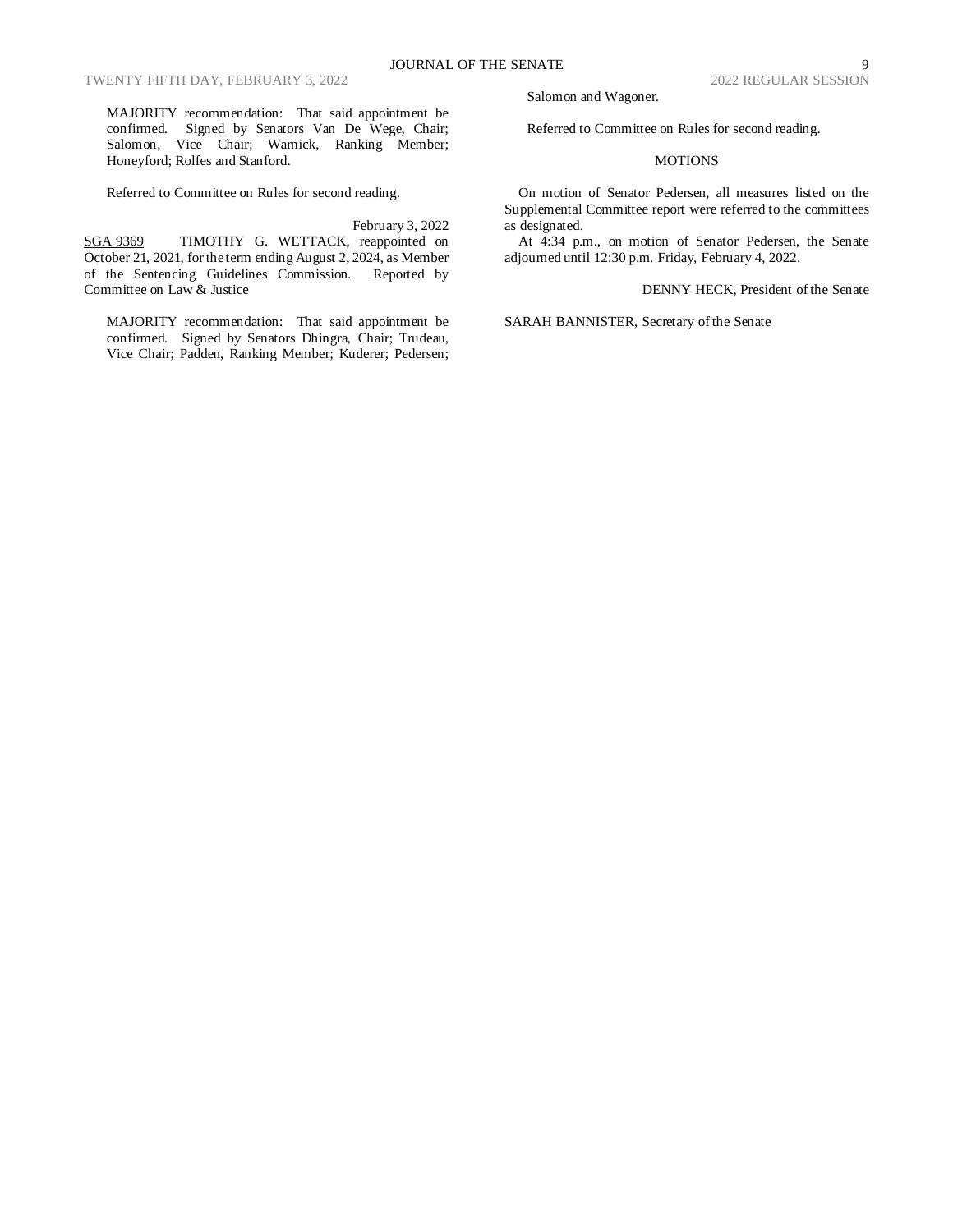MAJORITY recommendation: That said appointment be confirmed. Signed by Senators Van De Wege, Chair; Salomon, Vice Chair; Warnick, Ranking Member; Honeyford; Rolfes and Stanford.

Referred to Committee on Rules for second reading.

February 3, 2022

SGA 9369 TIMOTHY G. WETTACK, reappointed on October 21, 2021, for the term ending August 2, 2024, as Member of the Sentencing Guidelines Commission. Reported by Committee on Law & Justice

MAJORITY recommendation: That said appointment be confirmed. Signed by Senators Dhingra, Chair; Trudeau, Vice Chair; Padden, Ranking Member; Kuderer; Pedersen; Salomon and Wagoner.

Referred to Committee on Rules for second reading.

## MOTIONS

On motion of Senator Pedersen, all measures listed on the Supplemental Committee report were referred to the committees as designated.

At 4:34 p.m., on motion of Senator Pedersen, the Senate adjourned until 12:30 p.m. Friday, February 4, 2022.

DENNY HECK, President of the Senate

SARAH BANNISTER, Secretary of the Senate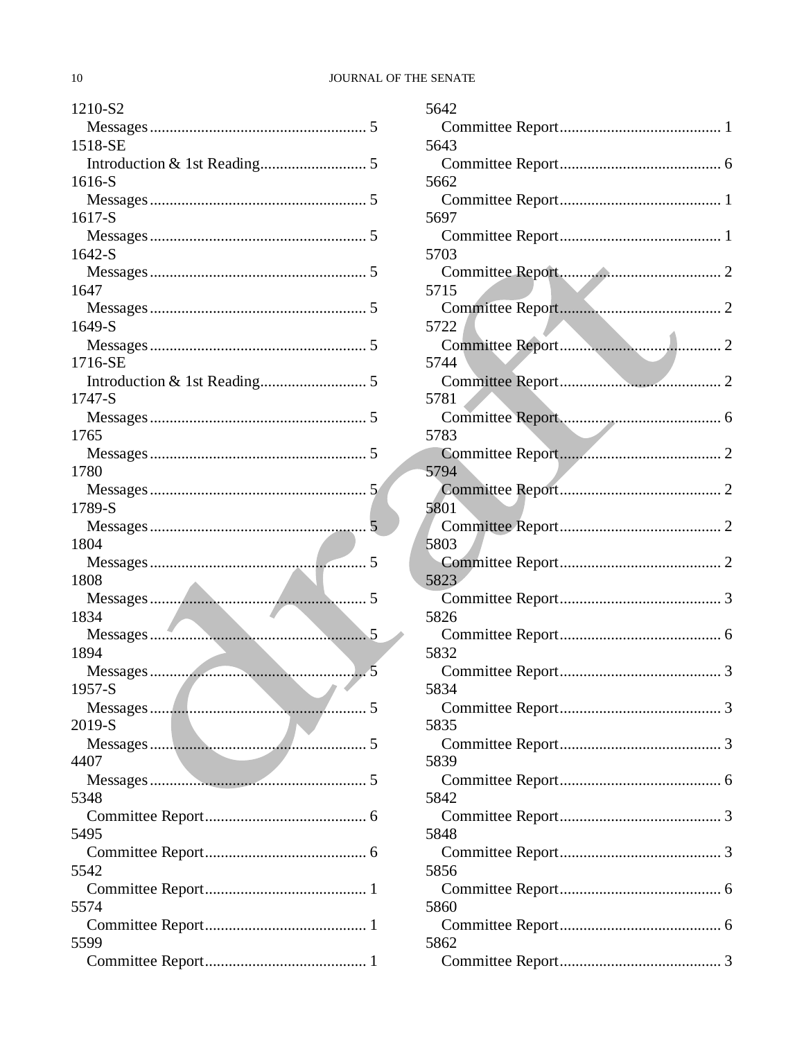1210-S2
  Messages ........................................................ 5
1518-SE
  Introduction & 1st Reading ........................... 5
1616-S
  Messages ........................................................ 5
1617-S
  Messages ........................................................ 5
1642-S
  Messages ........................................................ 5
1647
  Messages ........................................................ 5
1649-S
  Messages ........................................................ 5
1716-SE
  Introduction & 1st Reading ........................... 5
1747-S
  Messages ........................................................ 5
1765
  Messages ........................................................ 5
1780
  Messages ........................................................ 5
1789-S
  Messages ........................................................ 5
1804
  Messages ........................................................ 5
1808
  Messages ........................................................ 5
1834
  Messages ........................................................ 5
1894
  Messages ........................................................ 5
1957-S
  Messages ........................................................ 5
2019-S
  Messages ........................................................ 5
4407
  Messages ........................................................ 5
5348
  Committee Report ......................................... 6
5495
  Committee Report ......................................... 6
5542
  Committee Report ......................................... 1
5574
  Committee Report ......................................... 1
5599
  Committee Report ......................................... 1
5642
  Committee Report ......................................... 1
5643
  Committee Report ......................................... 6
5662
  Committee Report ......................................... 1
5697
  Committee Report ......................................... 1
5703
  Committee Report ......................................... 2
5715
  Committee Report ......................................... 2
5722
  Committee Report ......................................... 2
5744
  Committee Report ......................................... 2
5781
  Committee Report ......................................... 6
5783
  Committee Report ......................................... 2
5794
  Committee Report ......................................... 2
5801
  Committee Report ......................................... 2
5803
  Committee Report ......................................... 2
5823
  Committee Report ......................................... 3
5826
  Committee Report ......................................... 6
5832
  Committee Report ......................................... 3
5834
  Committee Report ......................................... 3
5835
  Committee Report ......................................... 3
5839
  Committee Report ......................................... 6
5842
  Committee Report ......................................... 3
5848
  Committee Report ......................................... 3
5856
  Committee Report ......................................... 6
5860
  Committee Report ......................................... 6
5862
  Committee Report ......................................... 3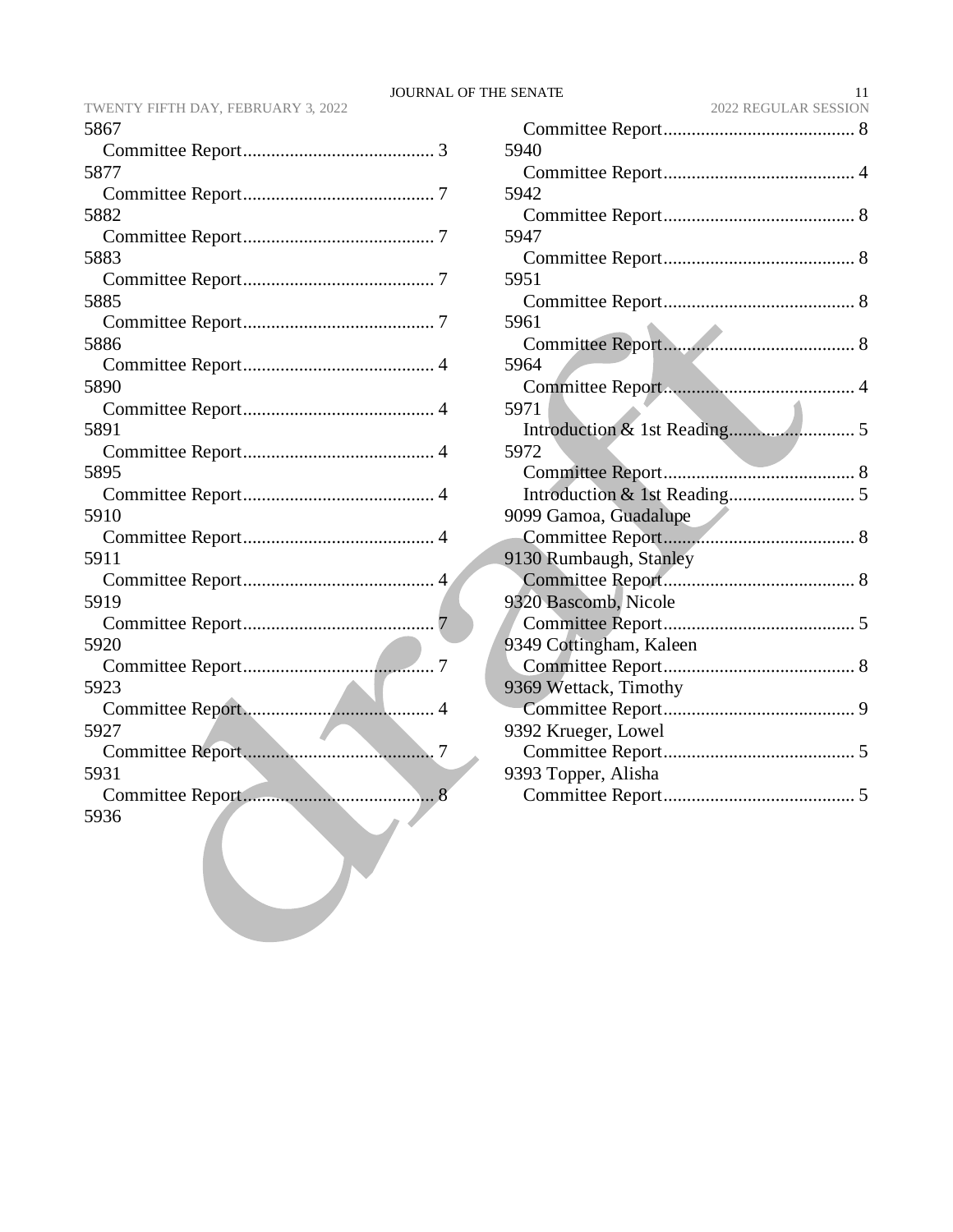5867

Committee Report......................................... 3

5877

Committee Report......................................... 7

5882

Committee Report......................................... 7

5883

Committee Report......................................... 7

5885

Committee Report......................................... 7

5886

Committee Report......................................... 4

5890

Committee Report......................................... 4

5891

Committee Report......................................... 4

5895

Committee Report......................................... 4

5910

Committee Report......................................... 4

5911

Committee Report......................................... 4

5919

Committee Report......................................... 7

5920

Committee Report......................................... 7

5923

Committee Report......................................... 4

5927

Committee Report......................................... 7

5931

Committee Report......................................... 8

5936

Committee Report......................................... 8

5940

Committee Report......................................... 4

5942

Committee Report......................................... 8

5947

Committee Report......................................... 8

5951

Committee Report......................................... 8

5961

Committee Report......................................... 8

5964

Committee Report......................................... 4

5971

Introduction & 1st Reading........................... 5

5972

Committee Report......................................... 8

Introduction & 1st Reading........................... 5

9099 Gamoa, Guadalupe

Committee Report......................................... 8

9130 Rumbaugh, Stanley

Committee Report......................................... 8

9320 Bascomb, Nicole

Committee Report......................................... 5

9349 Cottingham, Kaleen

Committee Report......................................... 8

9369 Wettack, Timothy

Committee Report......................................... 9

9392 Krueger, Lowel

Committee Report......................................... 5

9393 Topper, Alisha

Committee Report......................................... 5